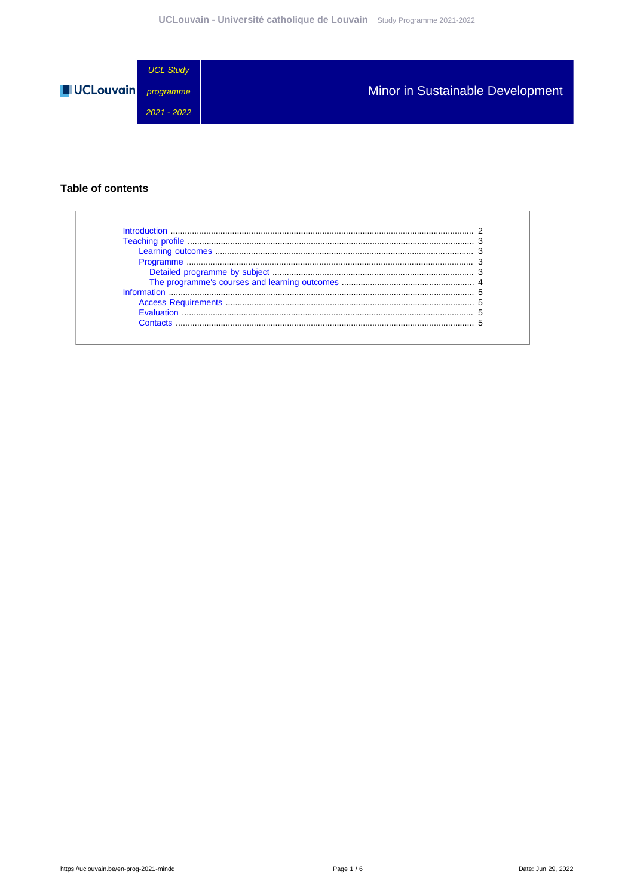UCL Study programme 2021 - 2022

# Minor in Sustainable Development

## Table of contents

- Introduction ........ 2
- Teaching profile ........ 3
  - Learning outcomes ........ 3
  - Programme ........ 3
    - Detailed programme by subject ........ 3
    - The programme's courses and learning outcomes ........ 4
- Information ........ 5
  - Access Requirements ........ 5
  - Evaluation ........ 5
  - Contacts ........ 5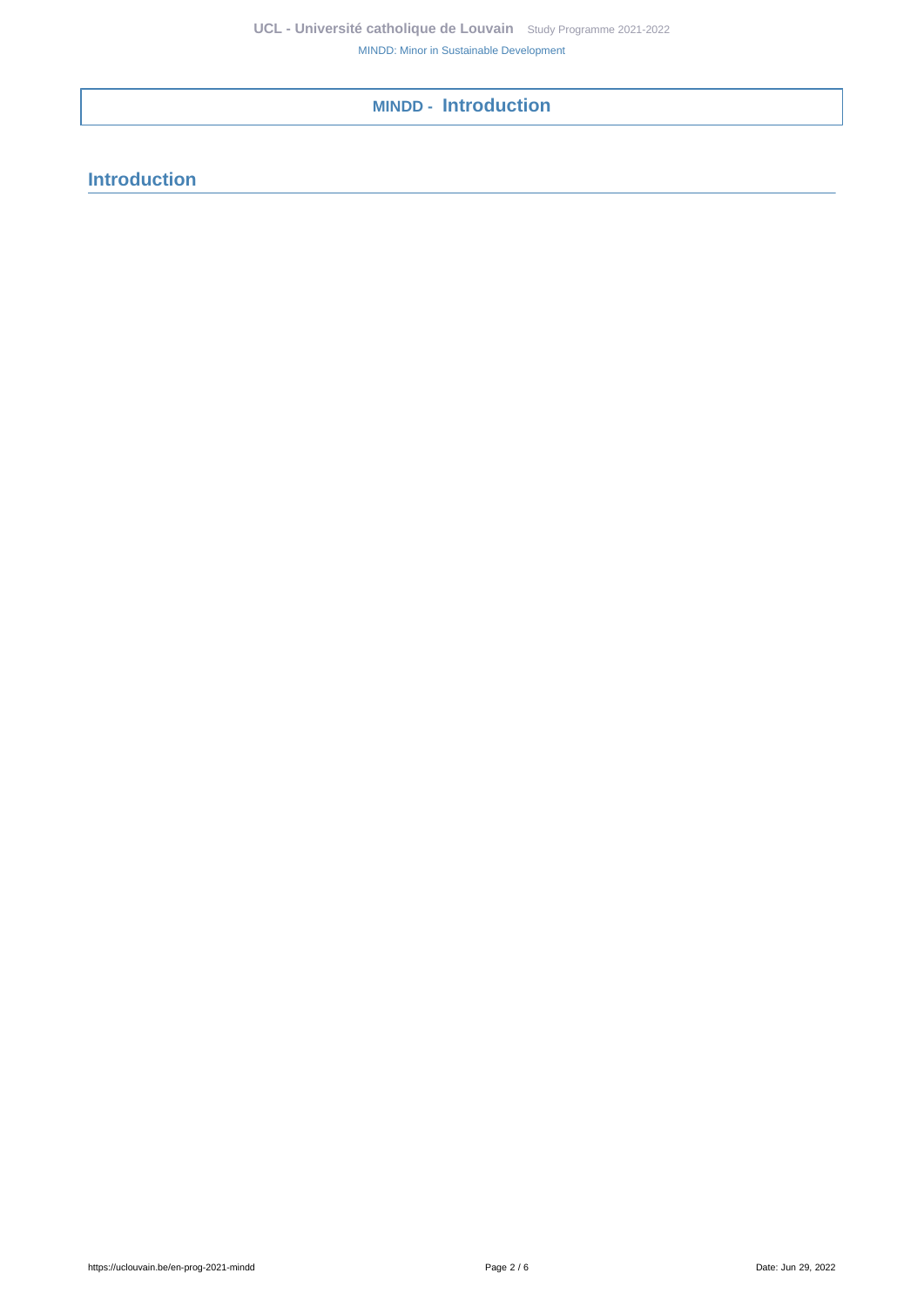# MINDD - Introduction

## Introduction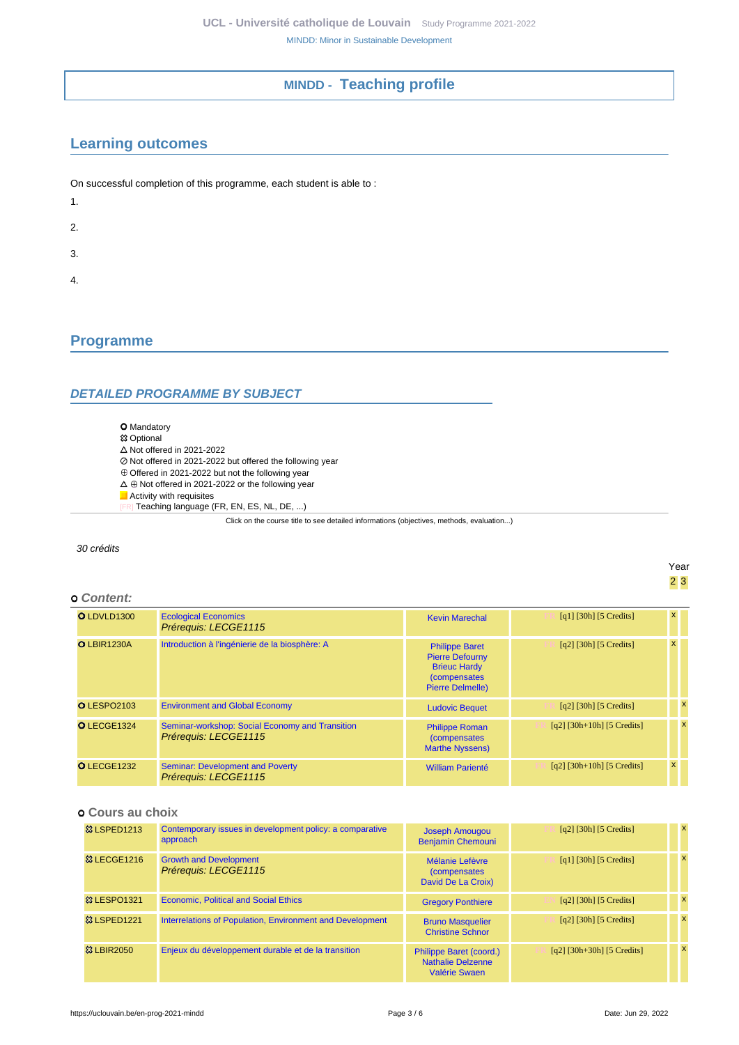# MINDD - Teaching profile

## Learning outcomes

On successful completion of this programme, each student is able to :

1.

2.

3.

4.

## Programme

### DETAILED PROGRAMME BY SUBJECT

- ⭘ Mandatory
- ✲ Optional
- △ Not offered in 2021-2022
- ⊘ Not offered in 2021-2022 but offered the following year
- ⊕ Offered in 2021-2022 but not the following year
- △ ⊕ Not offered in 2021-2022 or the following year
- Activity with requisites
- [FR] Teaching language (FR, EN, ES, NL, DE, ...)

Click on the course title to see detailed informations (objectives, methods, evaluation...)

*30 crédits*

#### Content:

| Code | Title | Teachers | Details | Year 2 | Year 3 |
|---|---|---|---|---|---|
| ⭘ LDVLD1300 | Ecological Economics *Prérequis: LECGE1115* | Kevin Marechal | [FR] [q1] [30h] [5 Credits] | x | |
| ⭘ LBIR1230A | Introduction à l'ingénierie de la biosphère: A | Philippe Baret, Pierre Defourny, Brieuc Hardy (compensates Pierre Delmelle) | [FR] [q2] [30h] [5 Credits] | x | |
| ⭘ LESPO2103 | Environment and Global Economy | Ludovic Bequet | [FR] [q2] [30h] [5 Credits] | | x |
| ⭘ LECGE1324 | Seminar-workshop: Social Economy and Transition *Prérequis: LECGE1115* | Philippe Roman (compensates Marthe Nyssens) | [FR] [q2] [30h+10h] [5 Credits] | | x |
| ⭘ LECGE1232 | Seminar: Development and Poverty *Prérequis: LECGE1115* | William Parienté | [FR] [q2] [30h+10h] [5 Credits] | x | |

#### Cours au choix

| Code | Title | Teachers | Details | Year 2 | Year 3 |
|---|---|---|---|---|---|
| ✲ LSPED1213 | Contemporary issues in development policy: a comparative approach | Joseph Amougou, Benjamin Chemouni | [FR] [q2] [30h] [5 Credits] | | x |
| ✲ LECGE1216 | Growth and Development *Prérequis: LECGE1115* | Mélanie Lefèvre (compensates David De La Croix) | [FR] [q1] [30h] [5 Credits] | | x |
| ✲ LESPO1321 | Economic, Political and Social Ethics | Gregory Ponthiere | [EN] [q2] [30h] [5 Credits] | | x |
| ✲ LSPED1221 | Interrelations of Population, Environment and Development | Bruno Masquelier, Christine Schnor | [FR] [q2] [30h] [5 Credits] | | x |
| ✲ LBIR2050 | Enjeux du développement durable et de la transition | Philippe Baret (coord.), Nathalie Delzenne, Valérie Swaen | [FR] [q2] [30h+30h] [5 Credits] | | x |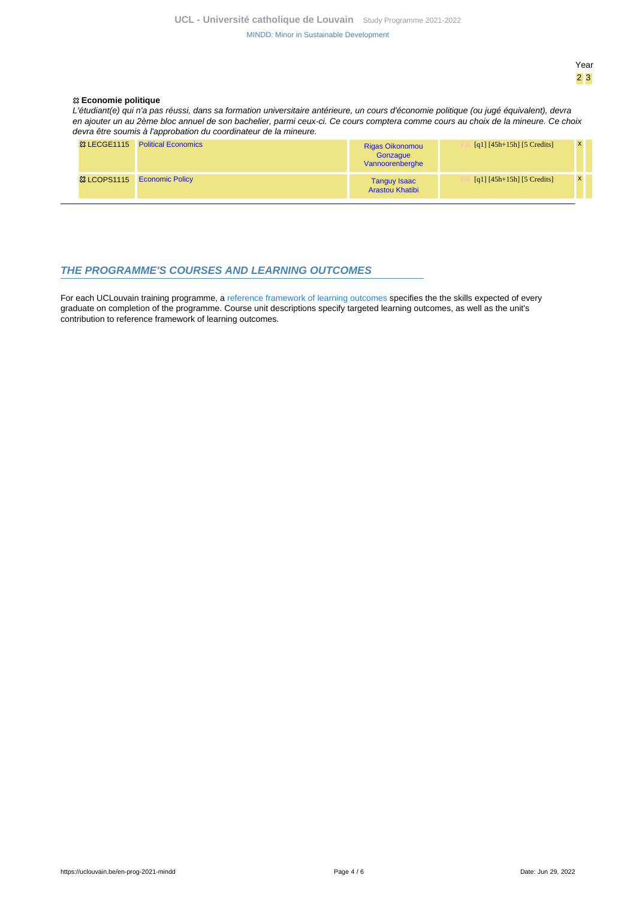Year

2 3

### ⯐ Economie politique

*L'étudiant(e) qui n'a pas réussi, dans sa formation universitaire antérieure, un cours d'économie politique (ou jugé équivalent), devra en ajouter un au 2ème bloc annuel de son bachelier, parmi ceux-ci. Ce cours comptera comme cours au choix de la mineure. Ce choix devra être soumis à l'approbation du coordinateur de la mineure.*

| Code | Course | Teachers | Details | 2 | 3 |
|---|---|---|---|---|---|
| ⯐ LECGE1115 | Political Economics | Rigas Oikonomou, Gonzague Vannoorenberghe | FR [q1] [45h+15h] [5 Credits] | x | |
| ⯐ LCOPS1115 | Economic Policy | Tanguy Isaac, Arastou Khatibi | FR [q1] [45h+15h] [5 Credits] | x | |

## THE PROGRAMME'S COURSES AND LEARNING OUTCOMES

For each UCLouvain training programme, a reference framework of learning outcomes specifies the the skills expected of every graduate on completion of the programme. Course unit descriptions specify targeted learning outcomes, as well as the unit's contribution to reference framework of learning outcomes.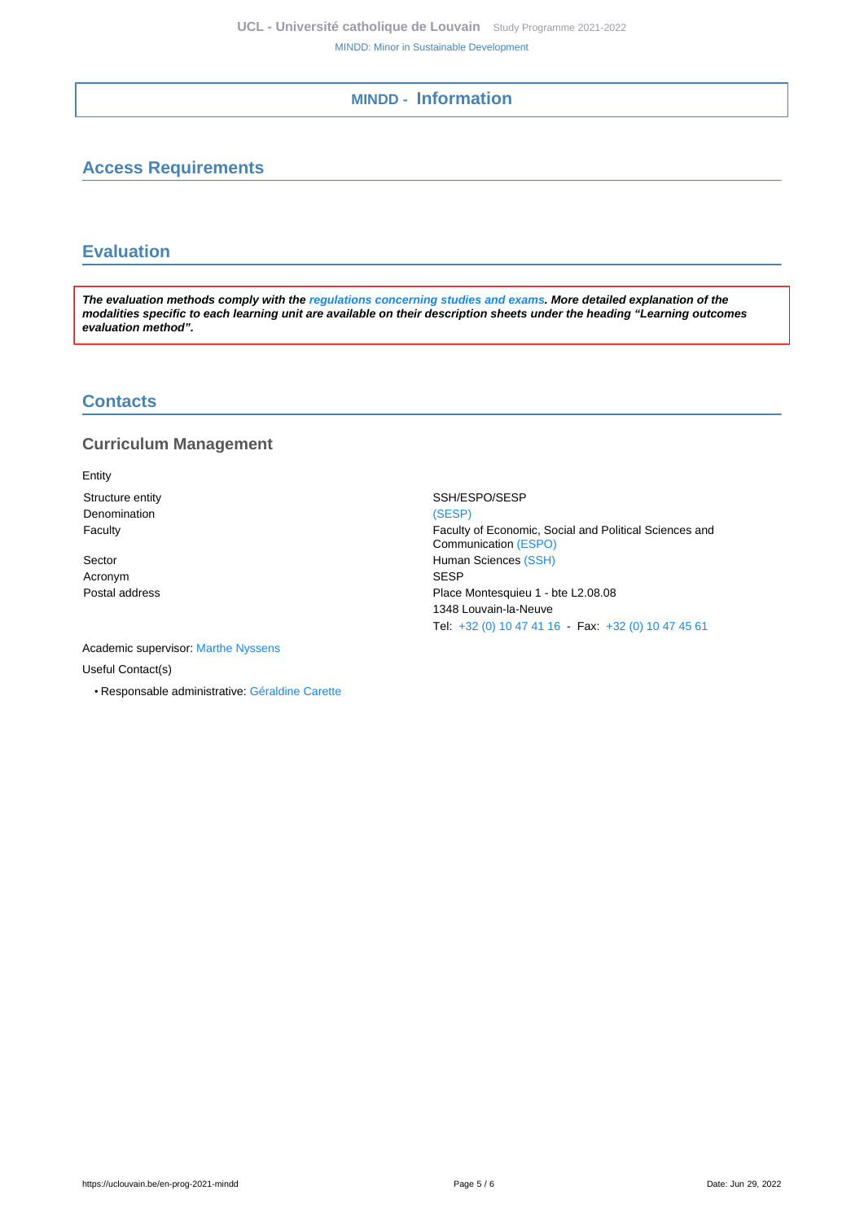## MINDD - Information

### Access Requirements

### Evaluation

***The evaluation methods comply with the regulations concerning studies and exams. More detailed explanation of the modalities specific to each learning unit are available on their description sheets under the heading "Learning outcomes evaluation method".***

### Contacts

#### Curriculum Management

Entity

| | |
|---|---|
| Structure entity | SSH/ESPO/SESP |
| Denomination | (SESP) |
| Faculty | Faculty of Economic, Social and Political Sciences and Communication (ESPO) |
| Sector | Human Sciences (SSH) |
| Acronym | SESP |
| Postal address | Place Montesquieu 1 - bte L2.08.08<br>1348 Louvain-la-Neuve<br>Tel: +32 (0) 10 47 41 16 - Fax: +32 (0) 10 47 45 61 |

Academic supervisor: Marthe Nyssens

Useful Contact(s)

- Responsable administrative: Géraldine Carette